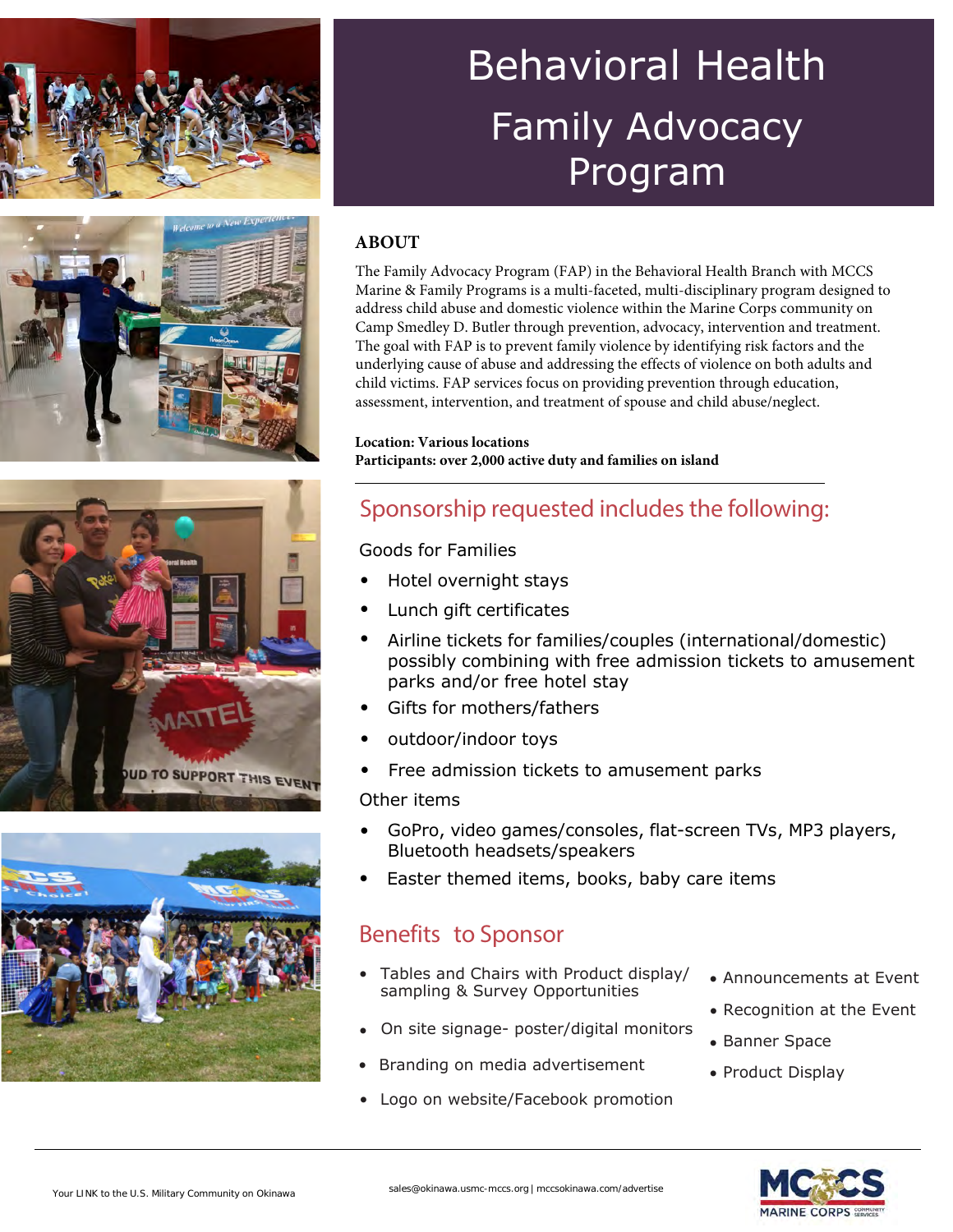# Behavioral Health Family Advocacy Program

## ABOUT

The Family Advocacy Program (FAP) in the Behavioral Health Branch with MCCS Marine & Family Programs is a multi-faceted, multi-disciplinary program designed to address child abuse and domestic violence within the Marine Corps community on Camp Smedley D. Butler through prevention, advocacy, intervention and treatment. The goal with FAP is to prevent family violence by identifying risk factors and the underlying cause of abuse and addressing the effects of violence on both adults and child victims. FAP services focus on providing prevention through education, assessment, intervention, and treatment of spouse and child abuse/neglect.

**Location: Various locations**
**Participants: over 2,000 active duty and families on island**

## Sponsorship requested includes the following:

Goods for Families

- Hotel overnight stays
- Lunch gift certificates
- Airline tickets for families/couples (international/domestic) possibly combining with free admission tickets to amusement parks and/or free hotel stay
- Gifts for mothers/fathers
- outdoor/indoor toys
- Free admission tickets to amusement parks

Other items

- GoPro, video games/consoles, flat-screen TVs, MP3 players, Bluetooth headsets/speakers
- Easter themed items, books, baby care items

## Benefits to Sponsor

- Tables and Chairs with Product display/ sampling & Survey Opportunities
- On site signage- poster/digital monitors
- Branding on media advertisement
- Logo on website/Facebook promotion
- Announcements at Event
- Recognition at the Event
- Banner Space
- Product Display

Your LINK to the U.S. Military Community on Okinawa

sales@okinawa.usmc-mccs.org | mccsokinawa.com/advertise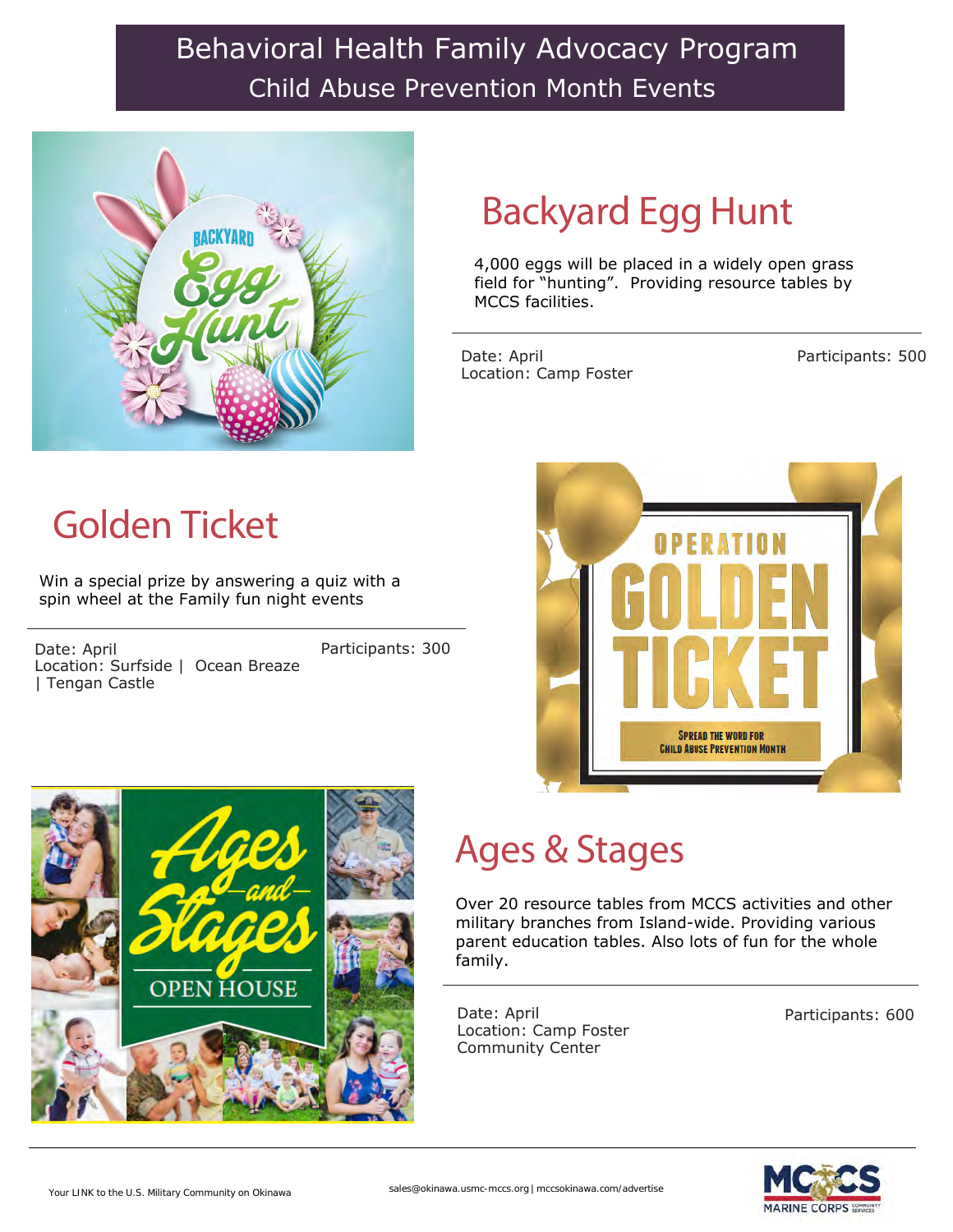# Behavioral Health Family Advocacy Program

## Child Abuse Prevention Month Events

## Backyard Egg Hunt

4,000 eggs will be placed in a widely open grass field for "hunting". Providing resource tables by MCCS facilities.

Date: April
Location: Camp Foster

Participants: 500

## Golden Ticket

Win a special prize by answering a quiz with a spin wheel at the Family fun night events

Date: April
Location: Surfside | Ocean Breaze | Tengan Castle

Participants: 300

## Ages & Stages

Over 20 resource tables from MCCS activities and other military branches from Island-wide. Providing various parent education tables. Also lots of fun for the whole family.

Date: April
Location: Camp Foster Community Center

Participants: 600

Your LINK to the U.S. Military Community on Okinawa

sales@okinawa.usmc-mccs.org | mccsokinawa.com/advertise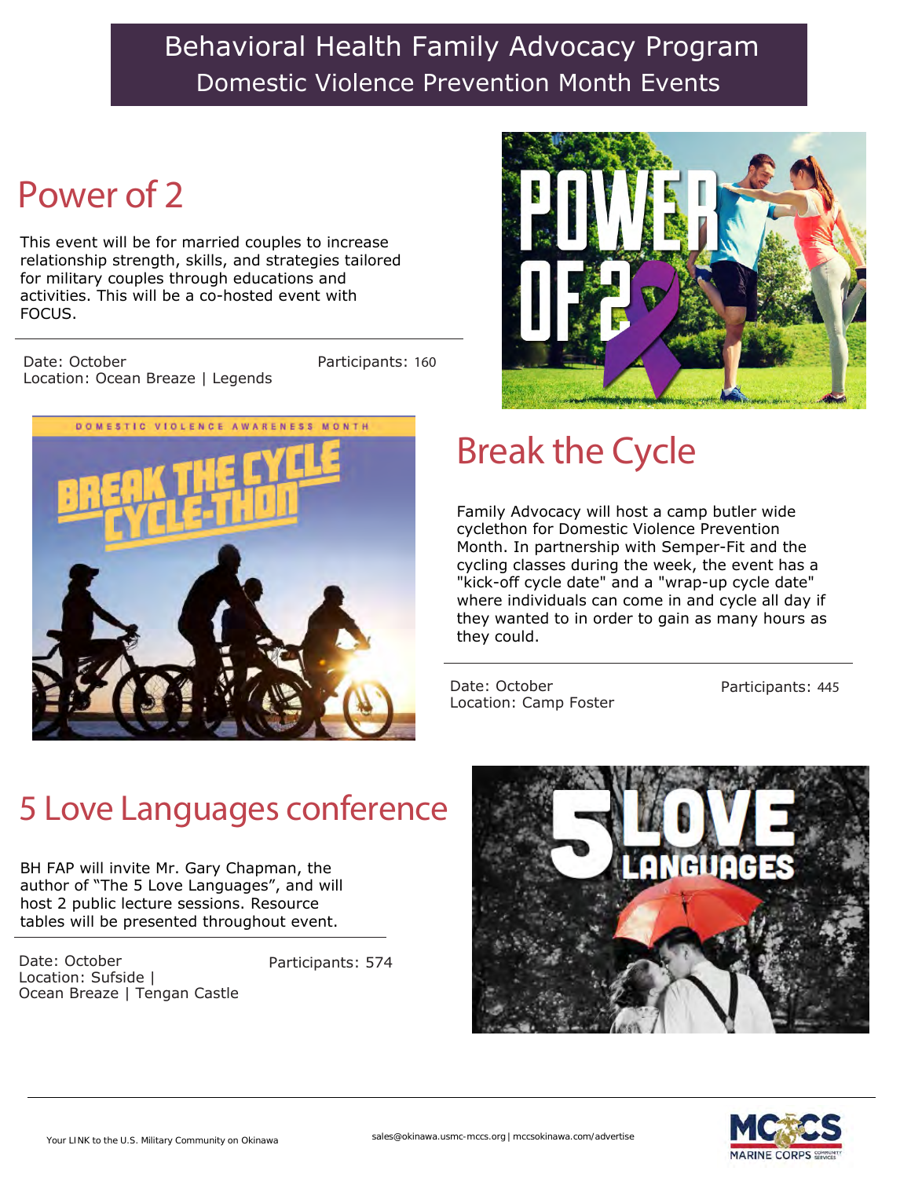# Behavioral Health Family Advocacy Program

## Domestic Violence Prevention Month Events

## Power of 2

This event will be for married couples to increase relationship strength, skills, and strategies tailored for military couples through educations and activities. This will be a co-hosted event with FOCUS.

Date: October
Location: Ocean Breaze | Legends

Participants: 160

## Break the Cycle

Family Advocacy will host a camp butler wide cyclethon for Domestic Violence Prevention Month. In partnership with Semper-Fit and the cycling classes during the week, the event has a "kick-off cycle date" and a "wrap-up cycle date" where individuals can come in and cycle all day if they wanted to in order to gain as many hours as they could.

Date: October
Location: Camp Foster

Participants: 445

## 5 Love Languages conference

BH FAP will invite Mr. Gary Chapman, the author of "The 5 Love Languages", and will host 2 public lecture sessions. Resource tables will be presented throughout event.

Date: October
Location: Sufside | Ocean Breaze | Tengan Castle

Participants: 574